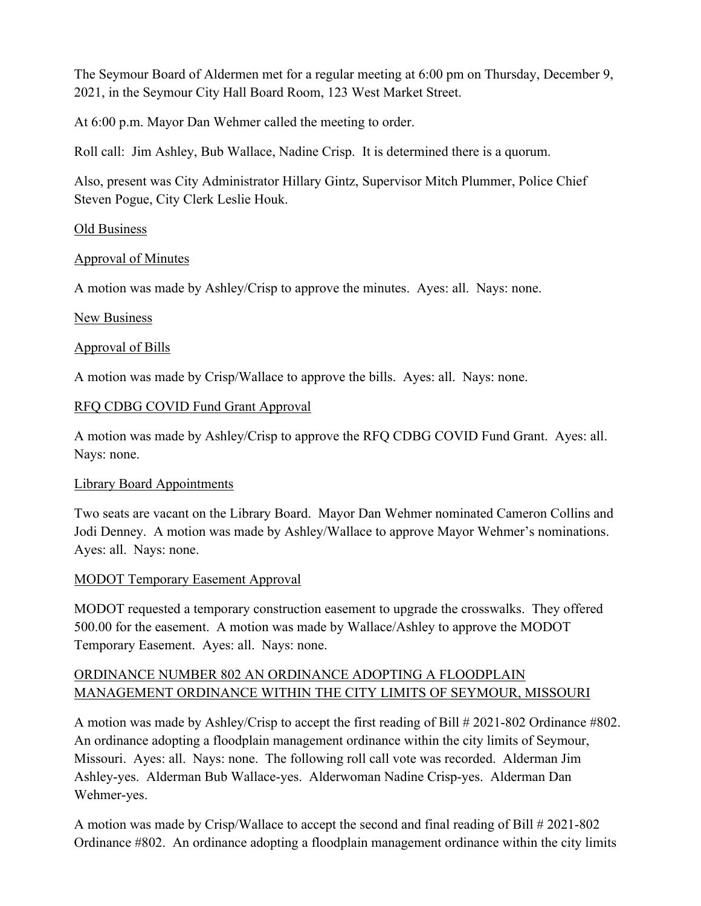The Seymour Board of Aldermen met for a regular meeting at 6:00 pm on Thursday, December 9, 2021, in the Seymour City Hall Board Room, 123 West Market Street.

At 6:00 p.m. Mayor Dan Wehmer called the meeting to order.

Roll call: Jim Ashley, Bub Wallace, Nadine Crisp. It is determined there is a quorum.

Also, present was City Administrator Hillary Gintz, Supervisor Mitch Plummer, Police Chief Steven Pogue, City Clerk Leslie Houk.

Old Business

Approval of Minutes

A motion was made by Ashley/Crisp to approve the minutes. Ayes: all. Nays: none.

New Business

Approval of Bills

A motion was made by Crisp/Wallace to approve the bills. Ayes: all. Nays: none.

RFQ CDBG COVID Fund Grant Approval

A motion was made by Ashley/Crisp to approve the RFQ CDBG COVID Fund Grant. Ayes: all. Nays: none.

Library Board Appointments

Two seats are vacant on the Library Board. Mayor Dan Wehmer nominated Cameron Collins and Jodi Denney. A motion was made by Ashley/Wallace to approve Mayor Wehmer's nominations. Ayes: all. Nays: none.

MODOT Temporary Easement Approval

MODOT requested a temporary construction easement to upgrade the crosswalks. They offered 500.00 for the easement. A motion was made by Wallace/Ashley to approve the MODOT Temporary Easement. Ayes: all. Nays: none.

ORDINANCE NUMBER 802 AN ORDINANCE ADOPTING A FLOODPLAIN MANAGEMENT ORDINANCE WITHIN THE CITY LIMITS OF SEYMOUR, MISSOURI

A motion was made by Ashley/Crisp to accept the first reading of Bill # 2021-802 Ordinance #802. An ordinance adopting a floodplain management ordinance within the city limits of Seymour, Missouri. Ayes: all. Nays: none. The following roll call vote was recorded. Alderman Jim Ashley-yes. Alderman Bub Wallace-yes. Alderwoman Nadine Crisp-yes. Alderman Dan Wehmer-yes.

A motion was made by Crisp/Wallace to accept the second and final reading of Bill # 2021-802 Ordinance #802. An ordinance adopting a floodplain management ordinance within the city limits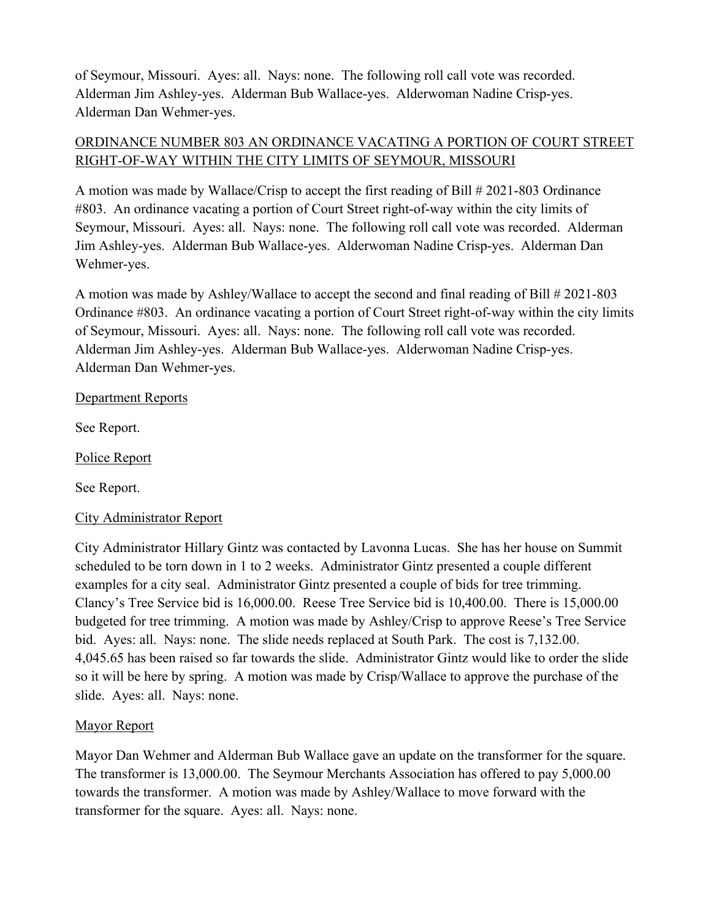of Seymour, Missouri. Ayes: all. Nays: none. The following roll call vote was recorded. Alderman Jim Ashley-yes. Alderman Bub Wallace-yes. Alderwoman Nadine Crisp-yes. Alderman Dan Wehmer-yes.

<u>ORDINANCE NUMBER 803 AN ORDINANCE VACATING A PORTION OF COURT STREET RIGHT-OF-WAY WITHIN THE CITY LIMITS OF SEYMOUR, MISSOURI</u>

A motion was made by Wallace/Crisp to accept the first reading of Bill # 2021-803 Ordinance #803. An ordinance vacating a portion of Court Street right-of-way within the city limits of Seymour, Missouri. Ayes: all. Nays: none. The following roll call vote was recorded. Alderman Jim Ashley-yes. Alderman Bub Wallace-yes. Alderwoman Nadine Crisp-yes. Alderman Dan Wehmer-yes.

A motion was made by Ashley/Wallace to accept the second and final reading of Bill # 2021-803 Ordinance #803. An ordinance vacating a portion of Court Street right-of-way within the city limits of Seymour, Missouri. Ayes: all. Nays: none. The following roll call vote was recorded. Alderman Jim Ashley-yes. Alderman Bub Wallace-yes. Alderwoman Nadine Crisp-yes. Alderman Dan Wehmer-yes.

<u>Department Reports</u>

See Report.

<u>Police Report</u>

See Report.

<u>City Administrator Report</u>

City Administrator Hillary Gintz was contacted by Lavonna Lucas. She has her house on Summit scheduled to be torn down in 1 to 2 weeks. Administrator Gintz presented a couple different examples for a city seal. Administrator Gintz presented a couple of bids for tree trimming. Clancy's Tree Service bid is 16,000.00. Reese Tree Service bid is 10,400.00. There is 15,000.00 budgeted for tree trimming. A motion was made by Ashley/Crisp to approve Reese's Tree Service bid. Ayes: all. Nays: none. The slide needs replaced at South Park. The cost is 7,132.00. 4,045.65 has been raised so far towards the slide. Administrator Gintz would like to order the slide so it will be here by spring. A motion was made by Crisp/Wallace to approve the purchase of the slide. Ayes: all. Nays: none.

<u>Mayor Report</u>

Mayor Dan Wehmer and Alderman Bub Wallace gave an update on the transformer for the square. The transformer is 13,000.00. The Seymour Merchants Association has offered to pay 5,000.00 towards the transformer. A motion was made by Ashley/Wallace to move forward with the transformer for the square. Ayes: all. Nays: none.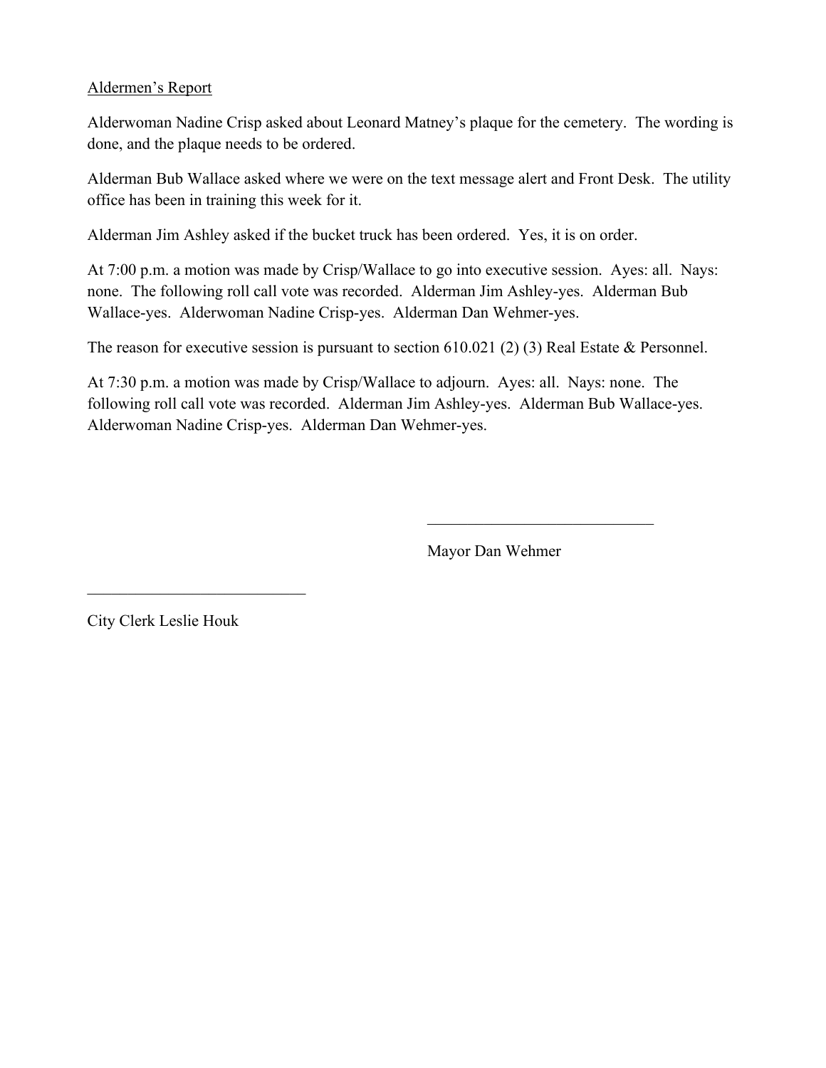Aldermen's Report

Alderwoman Nadine Crisp asked about Leonard Matney's plaque for the cemetery. The wording is done, and the plaque needs to be ordered.

Alderman Bub Wallace asked where we were on the text message alert and Front Desk. The utility office has been in training this week for it.

Alderman Jim Ashley asked if the bucket truck has been ordered. Yes, it is on order.

At 7:00 p.m. a motion was made by Crisp/Wallace to go into executive session. Ayes: all. Nays: none. The following roll call vote was recorded. Alderman Jim Ashley-yes. Alderman Bub Wallace-yes. Alderwoman Nadine Crisp-yes. Alderman Dan Wehmer-yes.

The reason for executive session is pursuant to section 610.021 (2) (3) Real Estate & Personnel.

At 7:30 p.m. a motion was made by Crisp/Wallace to adjourn. Ayes: all. Nays: none. The following roll call vote was recorded. Alderman Jim Ashley-yes. Alderman Bub Wallace-yes. Alderwoman Nadine Crisp-yes. Alderman Dan Wehmer-yes.

\_\_\_\_\_\_\_\_\_\_\_\_\_\_\_\_\_\_\_\_\_\_\_\_\_\_\_\_\_\_

Mayor Dan Wehmer

\_\_\_\_\_\_\_\_\_\_\_\_\_\_\_\_\_\_\_\_\_\_\_\_\_\_\_\_\_\_

City Clerk Leslie Houk